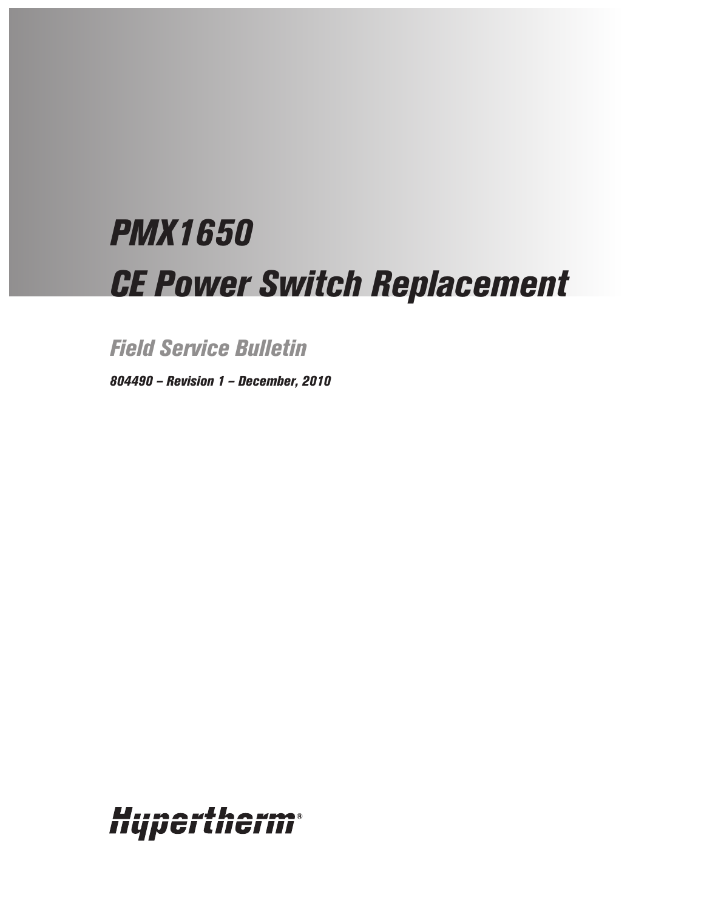# *PMX1650*
# *CE Power Switch Replacement*

## *Field Service Bulletin*

***804490 – Revision 1 – December, 2010***

Hypertherm®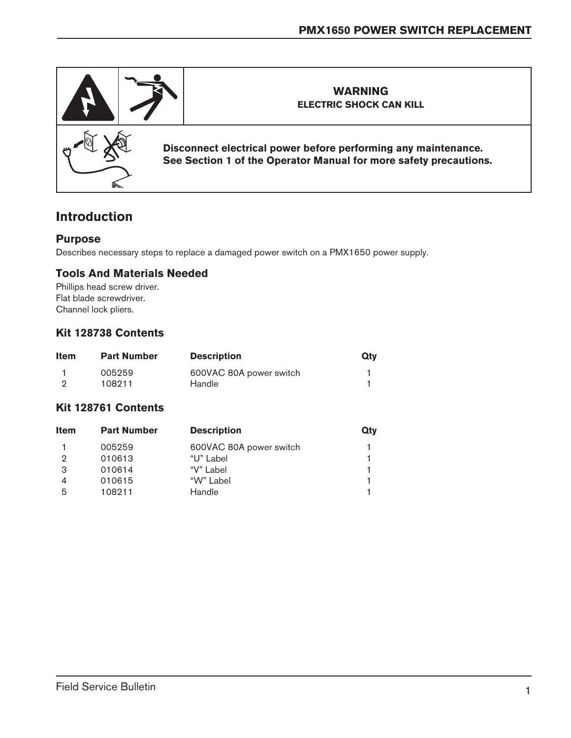**WARNING**
**ELECTRIC SHOCK CAN KILL**

**Disconnect electrical power before performing any maintenance.**
**See Section 1 of the Operator Manual for more safety precautions.**

## Introduction

### Purpose

Describes necessary steps to replace a damaged power switch on a PMX1650 power supply.

### Tools And Materials Needed

Phillips head screw driver.
Flat blade screwdriver.
Channel lock pliers.

### Kit 128738 Contents

| Item | Part Number | Description | Qty |
|---|---|---|---|
| 1 | 005259 | 600VAC 80A power switch | 1 |
| 2 | 108211 | Handle | 1 |

### Kit 128761 Contents

| Item | Part Number | Description | Qty |
|---|---|---|---|
| 1 | 005259 | 600VAC 80A power switch | 1 |
| 2 | 010613 | “U” Label | 1 |
| 3 | 010614 | “V” Label | 1 |
| 4 | 010615 | “W” Label | 1 |
| 5 | 108211 | Handle | 1 |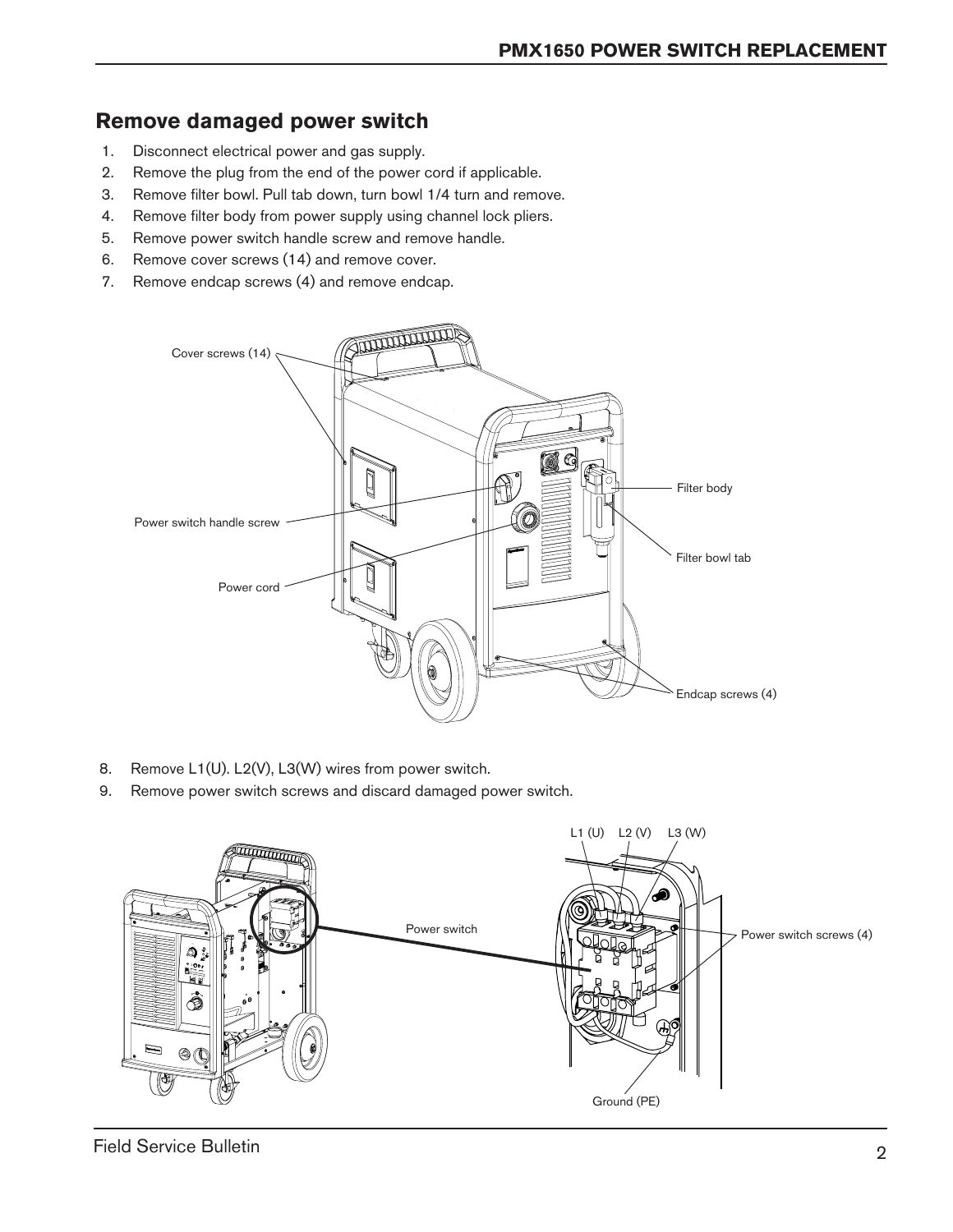## Remove damaged power switch

1. Disconnect electrical power and gas supply.
2. Remove the plug from the end of the power cord if applicable.
3. Remove filter bowl. Pull tab down, turn bowl 1/4 turn and remove.
4. Remove filter body from power supply using channel lock pliers.
5. Remove power switch handle screw and remove handle.
6. Remove cover screws (14) and remove cover.
7. Remove endcap screws (4) and remove endcap.

8. Remove L1(U). L2(V), L3(W) wires from power switch.
9. Remove power switch screws and discard damaged power switch.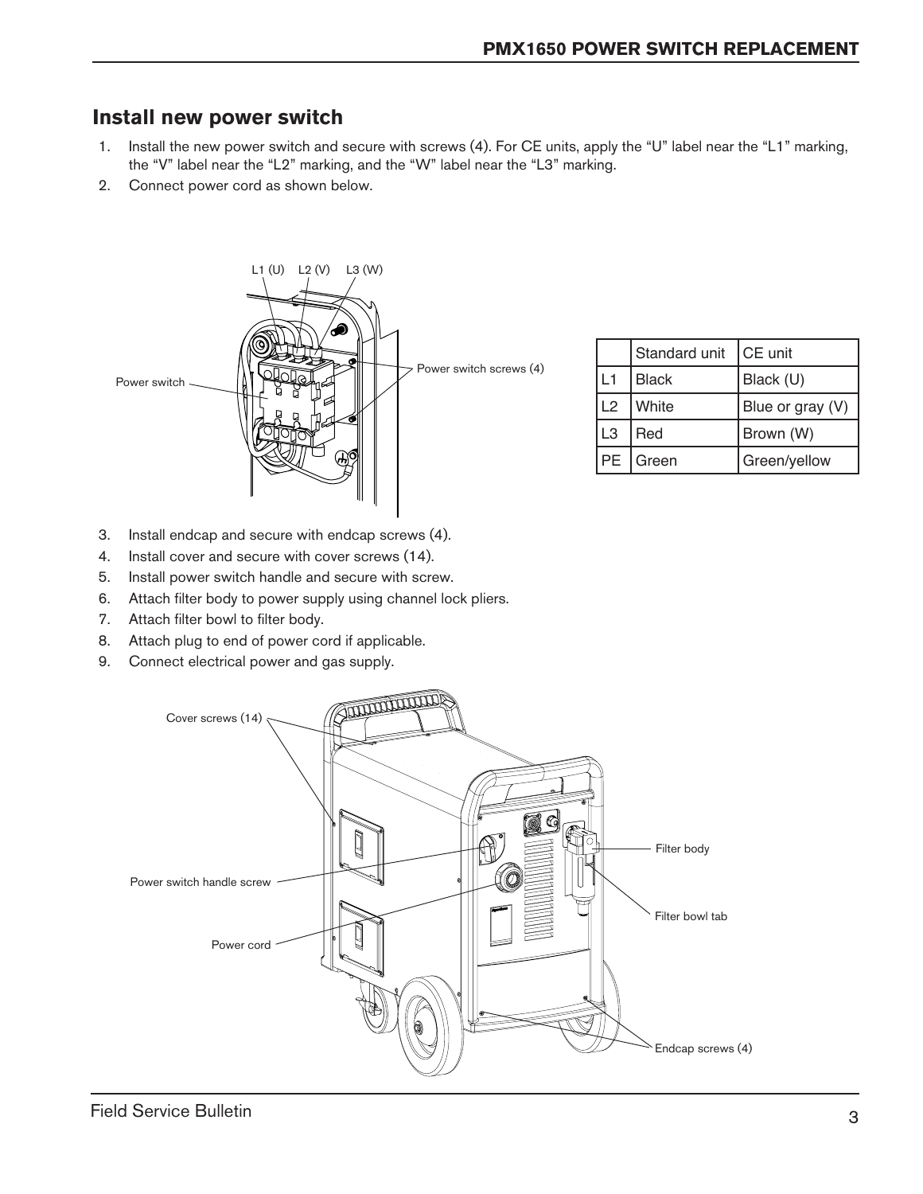## Install new power switch

1. Install the new power switch and secure with screws (4). For CE units, apply the "U" label near the "L1" marking, the "V" label near the "L2" marking, and the "W" label near the "L3" marking.
2. Connect power cord as shown below.

|  | Standard unit | CE unit |
|---|---|---|
| L1 | Black | Black (U) |
| L2 | White | Blue or gray (V) |
| L3 | Red | Brown (W) |
| PE | Green | Green/yellow |

3. Install endcap and secure with endcap screws (4).
4. Install cover and secure with cover screws (14).
5. Install power switch handle and secure with screw.
6. Attach filter body to power supply using channel lock pliers.
7. Attach filter bowl to filter body.
8. Attach plug to end of power cord if applicable.
9. Connect electrical power and gas supply.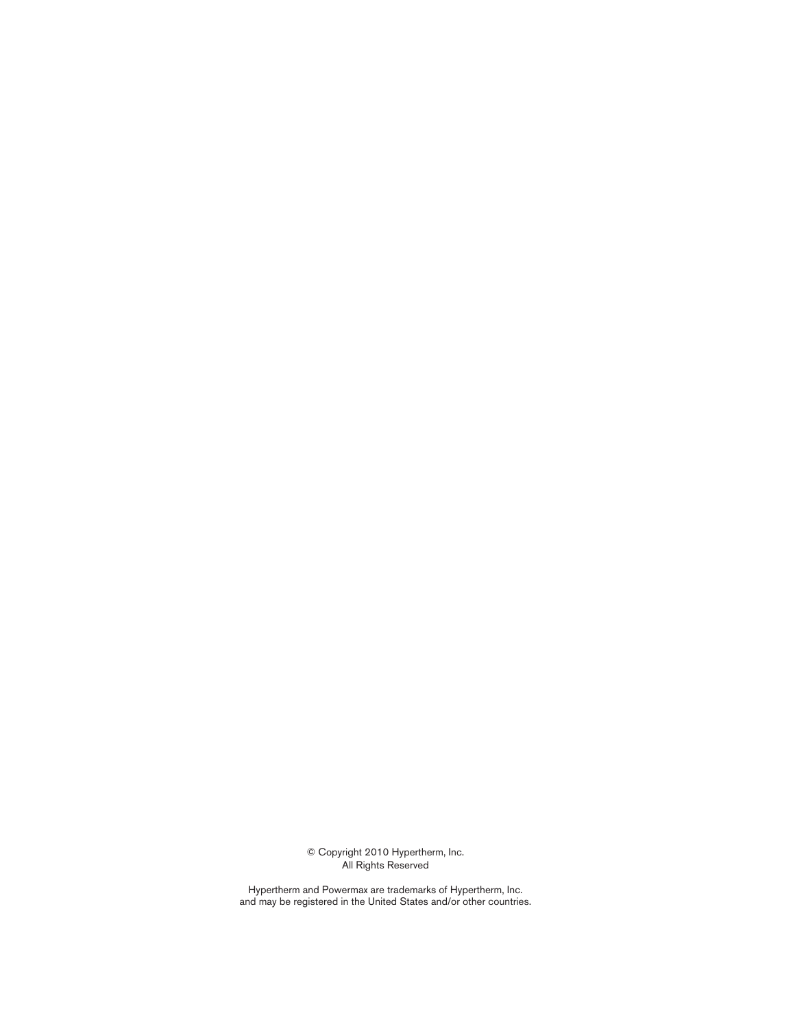© Copyright 2010 Hypertherm, Inc.
All Rights Reserved

Hypertherm and Powermax are trademarks of Hypertherm, Inc.
and may be registered in the United States and/or other countries.